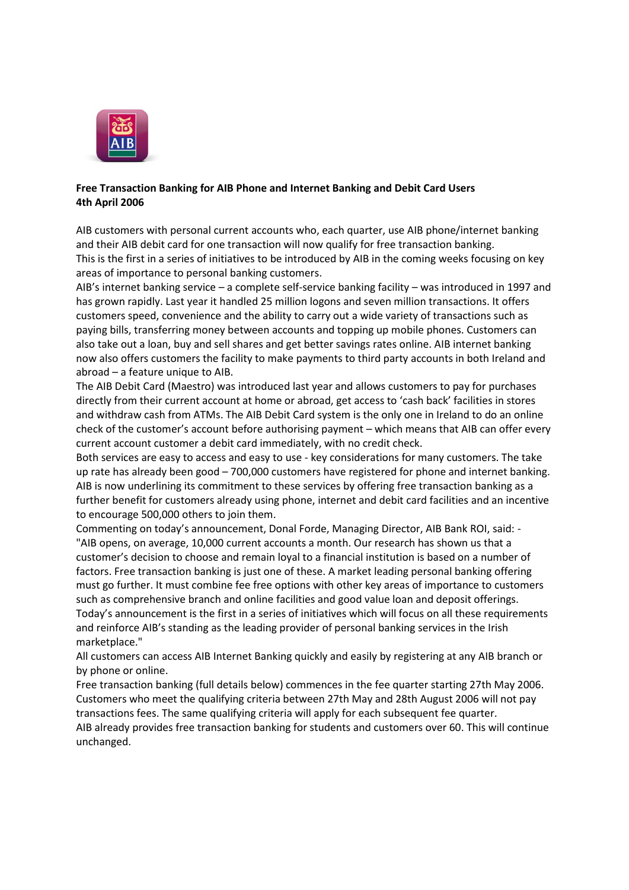**Free Transaction Banking for AIB Phone and Internet Banking and Debit Card Users**
**4th April 2006**

AIB customers with personal current accounts who, each quarter, use AIB phone/internet banking and their AIB debit card for one transaction will now qualify for free transaction banking.

This is the first in a series of initiatives to be introduced by AIB in the coming weeks focusing on key areas of importance to personal banking customers.

AIB's internet banking service – a complete self-service banking facility – was introduced in 1997 and has grown rapidly. Last year it handled 25 million logons and seven million transactions. It offers customers speed, convenience and the ability to carry out a wide variety of transactions such as paying bills, transferring money between accounts and topping up mobile phones. Customers can also take out a loan, buy and sell shares and get better savings rates online. AIB internet banking now also offers customers the facility to make payments to third party accounts in both Ireland and abroad – a feature unique to AIB.

The AIB Debit Card (Maestro) was introduced last year and allows customers to pay for purchases directly from their current account at home or abroad, get access to 'cash back' facilities in stores and withdraw cash from ATMs. The AIB Debit Card system is the only one in Ireland to do an online check of the customer's account before authorising payment – which means that AIB can offer every current account customer a debit card immediately, with no credit check.

Both services are easy to access and easy to use - key considerations for many customers. The take up rate has already been good – 700,000 customers have registered for phone and internet banking. AIB is now underlining its commitment to these services by offering free transaction banking as a further benefit for customers already using phone, internet and debit card facilities and an incentive to encourage 500,000 others to join them.

Commenting on today's announcement, Donal Forde, Managing Director, AIB Bank ROI, said: - "AIB opens, on average, 10,000 current accounts a month. Our research has shown us that a customer's decision to choose and remain loyal to a financial institution is based on a number of factors. Free transaction banking is just one of these. A market leading personal banking offering must go further. It must combine fee free options with other key areas of importance to customers such as comprehensive branch and online facilities and good value loan and deposit offerings. Today's announcement is the first in a series of initiatives which will focus on all these requirements and reinforce AIB's standing as the leading provider of personal banking services in the Irish marketplace."

All customers can access AIB Internet Banking quickly and easily by registering at any AIB branch or by phone or online.

Free transaction banking (full details below) commences in the fee quarter starting 27th May 2006. Customers who meet the qualifying criteria between 27th May and 28th August 2006 will not pay transactions fees. The same qualifying criteria will apply for each subsequent fee quarter.

AIB already provides free transaction banking for students and customers over 60. This will continue unchanged.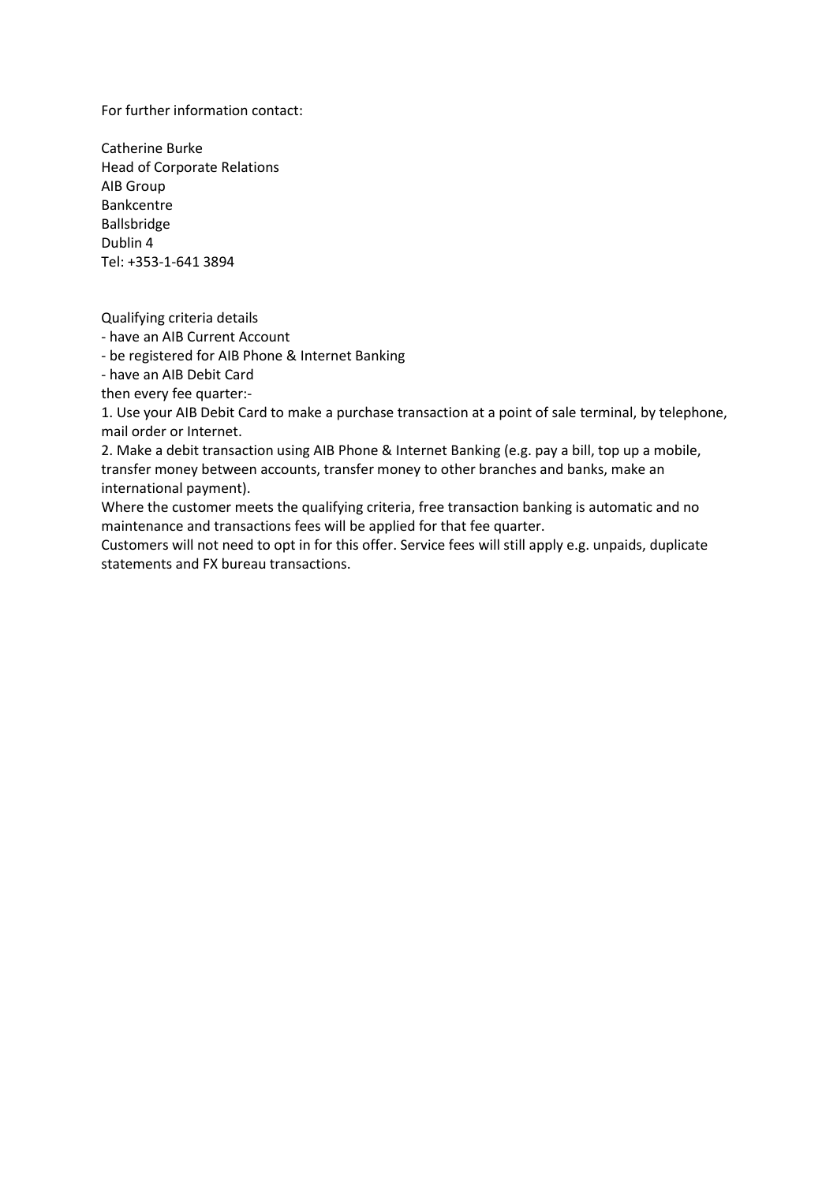For further information contact:

Catherine Burke  
Head of Corporate Relations  
AIB Group  
Bankcentre  
Ballsbridge  
Dublin 4  
Tel: +353-1-641 3894

Qualifying criteria details

- have an AIB Current Account
- be registered for AIB Phone & Internet Banking
- have an AIB Debit Card

then every fee quarter:-

1. Use your AIB Debit Card to make a purchase transaction at a point of sale terminal, by telephone, mail order or Internet.
2. Make a debit transaction using AIB Phone & Internet Banking (e.g. pay a bill, top up a mobile, transfer money between accounts, transfer money to other branches and banks, make an international payment).

Where the customer meets the qualifying criteria, free transaction banking is automatic and no maintenance and transactions fees will be applied for that fee quarter.

Customers will not need to opt in for this offer. Service fees will still apply e.g. unpaids, duplicate statements and FX bureau transactions.